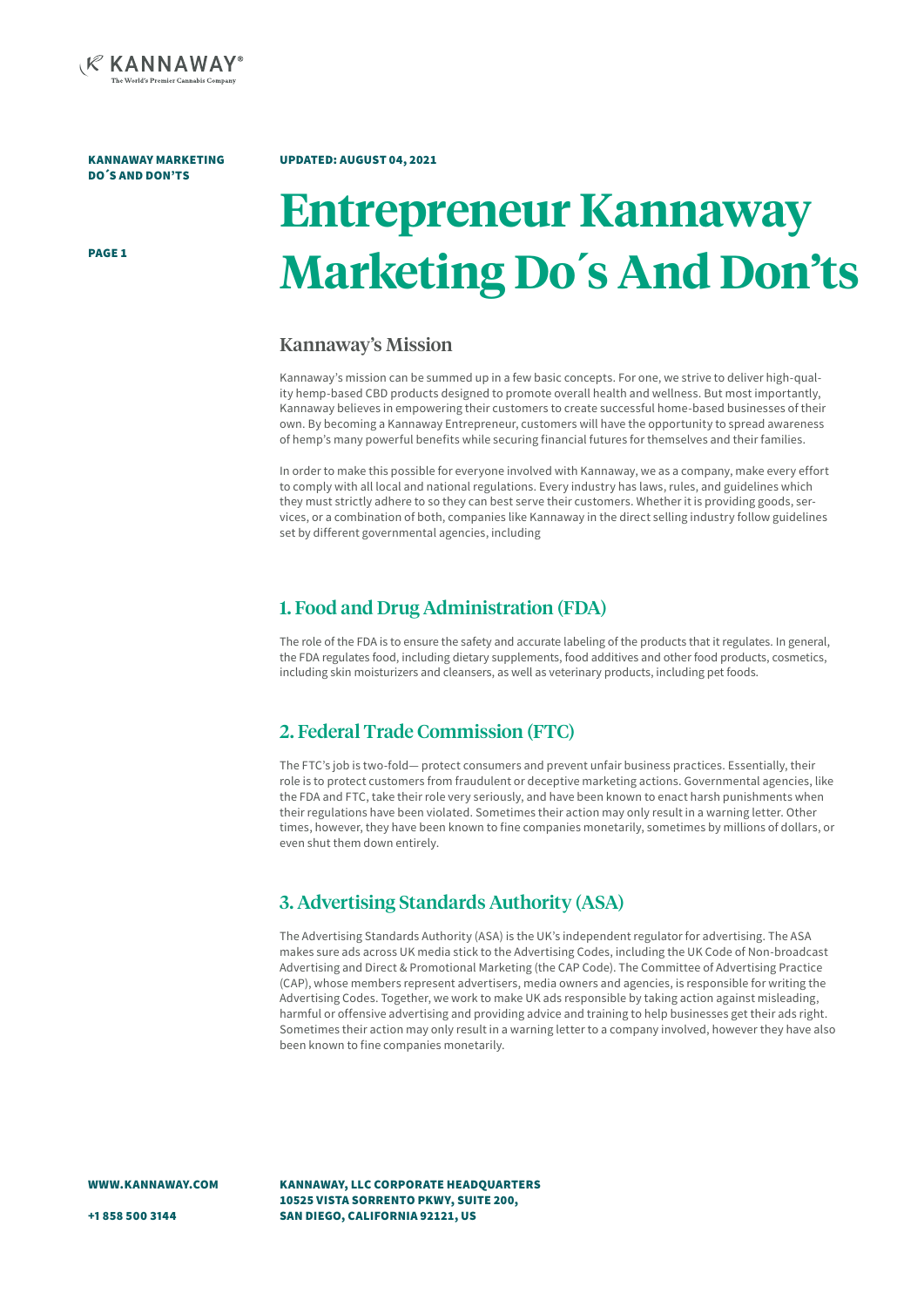UPDATED: AUGUST 04, 2021

# Entrepreneur Kannaway Marketing Do´s And Don'ts

## Kannaway's Mission

Kannaway's mission can be summed up in a few basic concepts. For one, we strive to deliver high-quality hemp-based CBD products designed to promote overall health and wellness. But most importantly, Kannaway believes in empowering their customers to create successful home-based businesses of their own. By becoming a Kannaway Entrepreneur, customers will have the opportunity to spread awareness of hemp's many powerful benefits while securing financial futures for themselves and their families.

In order to make this possible for everyone involved with Kannaway, we as a company, make every effort to comply with all local and national regulations. Every industry has laws, rules, and guidelines which they must strictly adhere to so they can best serve their customers. Whether it is providing goods, services, or a combination of both, companies like Kannaway in the direct selling industry follow guidelines set by different governmental agencies, including

## 1. Food and Drug Administration (FDA)

The role of the FDA is to ensure the safety and accurate labeling of the products that it regulates. In general, the FDA regulates food, including dietary supplements, food additives and other food products, cosmetics, including skin moisturizers and cleansers, as well as veterinary products, including pet foods.

## 2. Federal Trade Commission (FTC)

The FTC's job is two-fold— protect consumers and prevent unfair business practices. Essentially, their role is to protect customers from fraudulent or deceptive marketing actions. Governmental agencies, like the FDA and FTC, take their role very seriously, and have been known to enact harsh punishments when their regulations have been violated. Sometimes their action may only result in a warning letter. Other times, however, they have been known to fine companies monetarily, sometimes by millions of dollars, or even shut them down entirely.

## 3. Advertising Standards Authority (ASA)

The Advertising Standards Authority (ASA) is the UK's independent regulator for advertising. The ASA makes sure ads across UK media stick to the Advertising Codes, including the UK Code of Non-broadcast Advertising and Direct & Promotional Marketing (the CAP Code). The Committee of Advertising Practice (CAP), whose members represent advertisers, media owners and agencies, is responsible for writing the Advertising Codes. Together, we work to make UK ads responsible by taking action against misleading, harmful or offensive advertising and providing advice and training to help businesses get their ads right. Sometimes their action may only result in a warning letter to a company involved, however they have also been known to fine companies monetarily.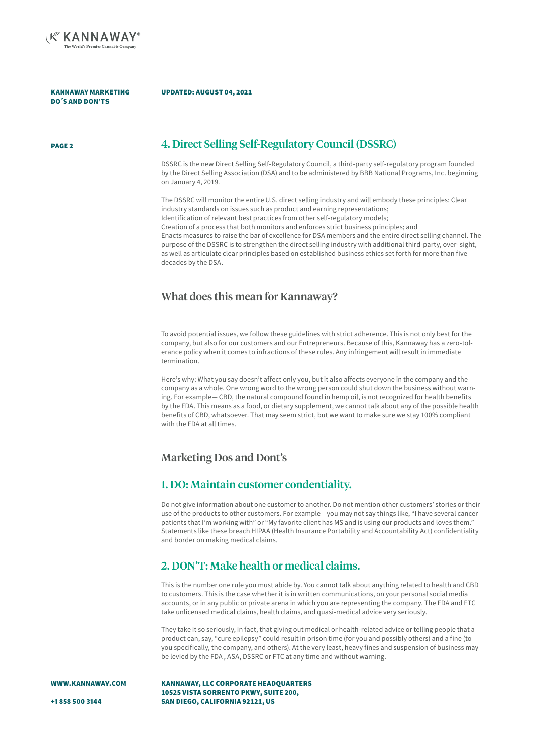## 4. Direct Selling Self-Regulatory Council (DSSRC)

DSSRC is the new Direct Selling Self-Regulatory Council, a third-party self-regulatory program founded by the Direct Selling Association (DSA) and to be administered by BBB National Programs, Inc. beginning on January 4, 2019.

The DSSRC will monitor the entire U.S. direct selling industry and will embody these principles: Clear industry standards on issues such as product and earning representations;
Identification of relevant best practices from other self-regulatory models;
Creation of a process that both monitors and enforces strict business principles; and
Enacts measures to raise the bar of excellence for DSA members and the entire direct selling channel. The purpose of the DSSRC is to strengthen the direct selling industry with additional third-party, over- sight, as well as articulate clear principles based on established business ethics set forth for more than five decades by the DSA.

### What does this mean for Kannaway?

To avoid potential issues, we follow these guidelines with strict adherence. This is not only best for the company, but also for our customers and our Entrepreneurs. Because of this, Kannaway has a zero-tolerance policy when it comes to infractions of these rules. Any infringement will result in immediate termination.

Here's why: What you say doesn't affect only you, but it also affects everyone in the company and the company as a whole. One wrong word to the wrong person could shut down the business without warning. For example— CBD, the natural compound found in hemp oil, is not recognized for health benefits by the FDA. This means as a food, or dietary supplement, we cannot talk about any of the possible health benefits of CBD, whatsoever. That may seem strict, but we want to make sure we stay 100% compliant with the FDA at all times.

### Marketing Dos and Dont's

## 1. DO: Maintain customer condentiality.

Do not give information about one customer to another. Do not mention other customers' stories or their use of the products to other customers. For example—you may not say things like, "I have several cancer patients that I'm working with" or "My favorite client has MS and is using our products and loves them." Statements like these breach HIPAA (Health Insurance Portability and Accountability Act) confidentiality and border on making medical claims.

## 2. DON'T: Make health or medical claims.

This is the number one rule you must abide by. You cannot talk about anything related to health and CBD to customers. This is the case whether it is in written communications, on your personal social media accounts, or in any public or private arena in which you are representing the company. The FDA and FTC take unlicensed medical claims, health claims, and quasi-medical advice very seriously.

They take it so seriously, in fact, that giving out medical or health-related advice or telling people that a product can, say, "cure epilepsy" could result in prison time (for you and possibly others) and a fine (to you specifically, the company, and others). At the very least, heavy fines and suspension of business may be levied by the FDA , ASA, DSSRC or FTC at any time and without warning.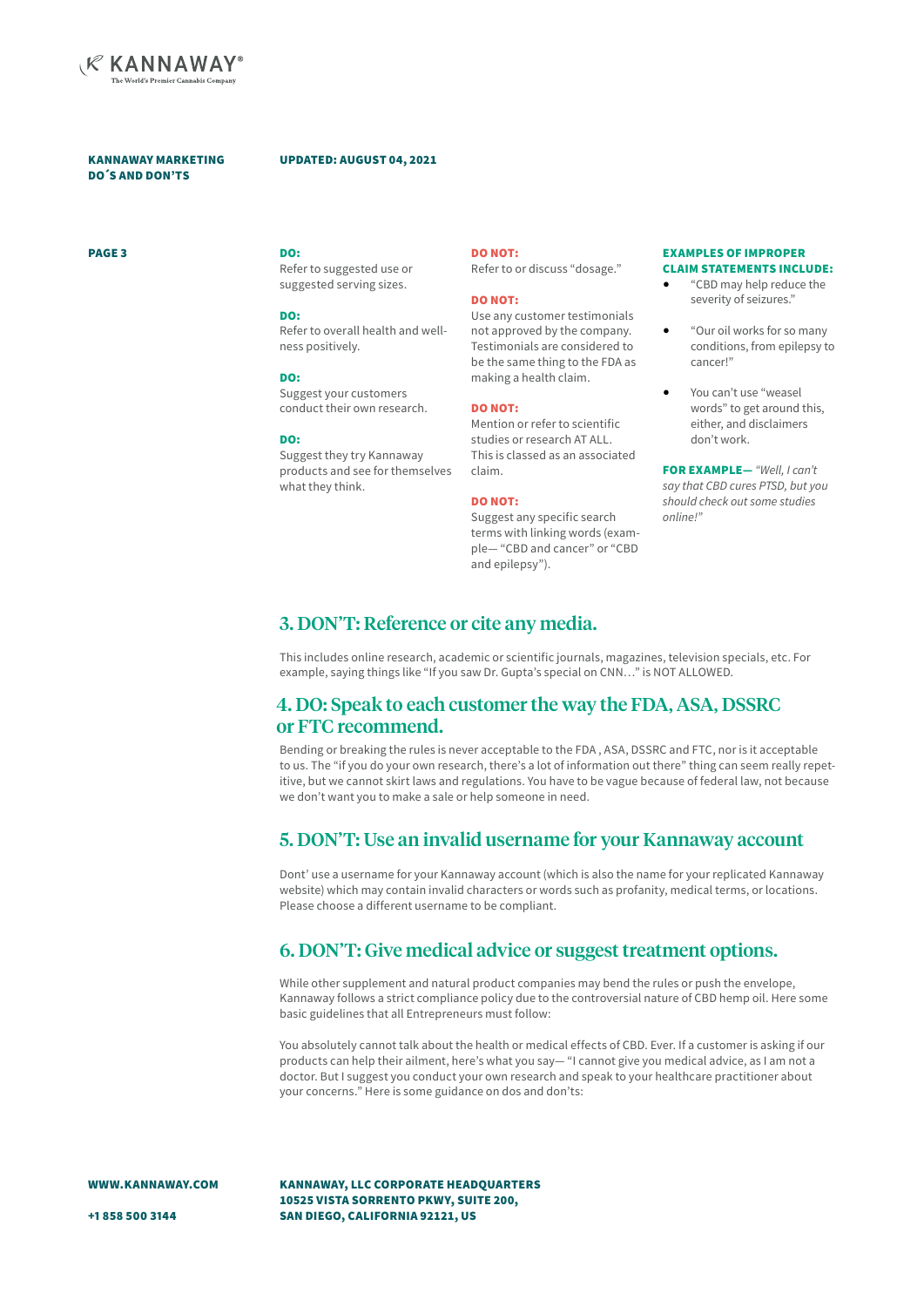**DO:**
Refer to suggested use or suggested serving sizes.

**DO:**
Refer to overall health and well-ness positively.

**DO:**
Suggest your customers conduct their own research.

**DO:**
Suggest they try Kannaway products and see for themselves what they think.

**DO NOT:**
Refer to or discuss "dosage."

**DO NOT:**
Use any customer testimonials not approved by the company. Testimonials are considered to be the same thing to the FDA as making a health claim.

**DO NOT:**
Mention or refer to scientific studies or research AT ALL. This is classed as an associated claim.

**DO NOT:**
Suggest any specific search terms with linking words (example— "CBD and cancer" or "CBD and epilepsy").

**EXAMPLES OF IMPROPER CLAIM STATEMENTS INCLUDE:**

- "CBD may help reduce the severity of seizures."
- "Our oil works for so many conditions, from epilepsy to cancer!"
- You can't use "weasel words" to get around this, either, and disclaimers don't work.

**FOR EXAMPLE—** *"Well, I can't say that CBD cures PTSD, but you should check out some studies online!"*

## 3. DON'T: Reference or cite any media.

This includes online research, academic or scientific journals, magazines, television specials, etc. For example, saying things like "If you saw Dr. Gupta's special on CNN…" is NOT ALLOWED.

## 4. DO: Speak to each customer the way the FDA, ASA, DSSRC or FTC recommend.

Bending or breaking the rules is never acceptable to the FDA , ASA, DSSRC and FTC, nor is it acceptable to us. The "if you do your own research, there's a lot of information out there" thing can seem really repetitive, but we cannot skirt laws and regulations. You have to be vague because of federal law, not because we don't want you to make a sale or help someone in need.

## 5. DON'T: Use an invalid username for your Kannaway account

Dont' use a username for your Kannaway account (which is also the name for your replicated Kannaway website) which may contain invalid characters or words such as profanity, medical terms, or locations. Please choose a different username to be compliant.

## 6. DON'T: Give medical advice or suggest treatment options.

While other supplement and natural product companies may bend the rules or push the envelope, Kannaway follows a strict compliance policy due to the controversial nature of CBD hemp oil. Here some basic guidelines that all Entrepreneurs must follow:

You absolutely cannot talk about the health or medical effects of CBD. Ever. If a customer is asking if our products can help their ailment, here's what you say— "I cannot give you medical advice, as I am not a doctor. But I suggest you conduct your own research and speak to your healthcare practitioner about your concerns." Here is some guidance on dos and don'ts: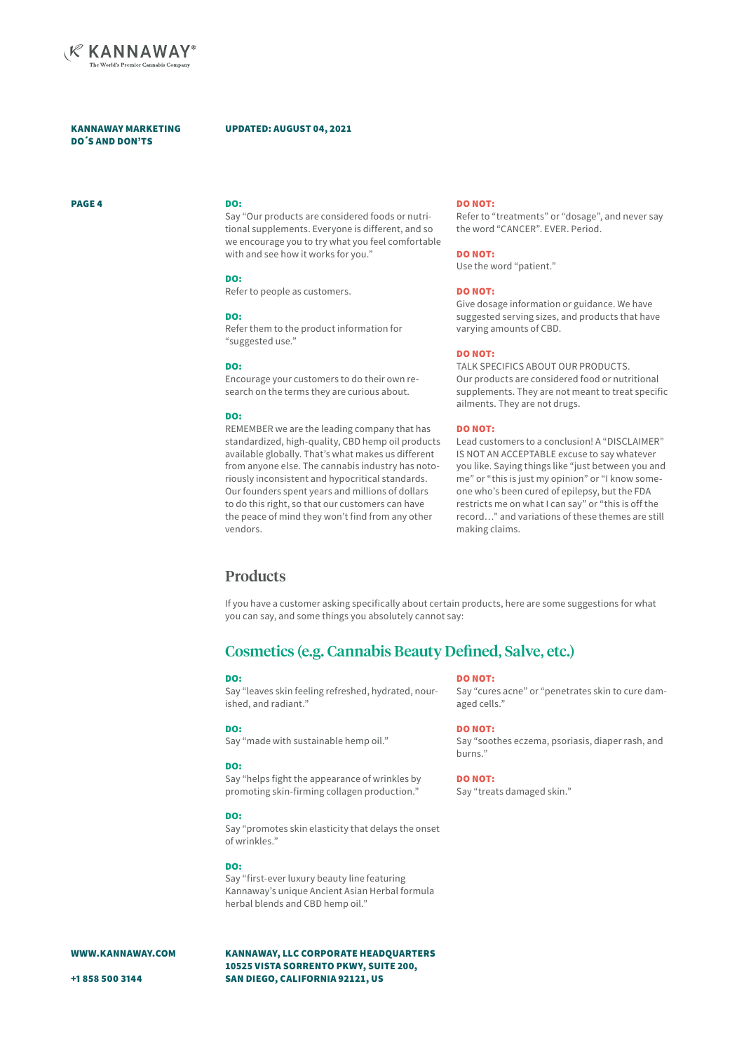**DO:**
Say "Our products are considered foods or nutritional supplements. Everyone is different, and so we encourage you to try what you feel comfortable with and see how it works for you."

**DO:**
Refer to people as customers.

**DO:**
Refer them to the product information for "suggested use."

**DO:**
Encourage your customers to do their own research on the terms they are curious about.

**DO:**
REMEMBER we are the leading company that has standardized, high-quality, CBD hemp oil products available globally. That's what makes us different from anyone else. The cannabis industry has notoriously inconsistent and hypocritical standards. Our founders spent years and millions of dollars to do this right, so that our customers can have the peace of mind they won't find from any other vendors.

**DO NOT:**
Refer to "treatments" or "dosage", and never say the word "CANCER". EVER. Period.

**DO NOT:**
Use the word "patient."

**DO NOT:**
Give dosage information or guidance. We have suggested serving sizes, and products that have varying amounts of CBD.

**DO NOT:**
TALK SPECIFICS ABOUT OUR PRODUCTS. Our products are considered food or nutritional supplements. They are not meant to treat specific ailments. They are not drugs.

**DO NOT:**
Lead customers to a conclusion! A "DISCLAIMER" IS NOT AN ACCEPTABLE excuse to say whatever you like. Saying things like "just between you and me" or "this is just my opinion" or "I know someone who's been cured of epilepsy, but the FDA restricts me on what I can say" or "this is off the record…" and variations of these themes are still making claims.

## Products

If you have a customer asking specifically about certain products, here are some suggestions for what you can say, and some things you absolutely cannot say:

### Cosmetics (e.g. Cannabis Beauty Defined, Salve, etc.)

**DO:**
Say "leaves skin feeling refreshed, hydrated, nourished, and radiant."

**DO:**
Say "made with sustainable hemp oil."

**DO:**
Say "helps fight the appearance of wrinkles by promoting skin-firming collagen production."

**DO:**
Say "promotes skin elasticity that delays the onset of wrinkles."

**DO:**
Say "first-ever luxury beauty line featuring Kannaway's unique Ancient Asian Herbal formula herbal blends and CBD hemp oil."

**DO NOT:**
Say "cures acne" or "penetrates skin to cure damaged cells."

**DO NOT:**
Say "soothes eczema, psoriasis, diaper rash, and burns."

**DO NOT:**
Say "treats damaged skin."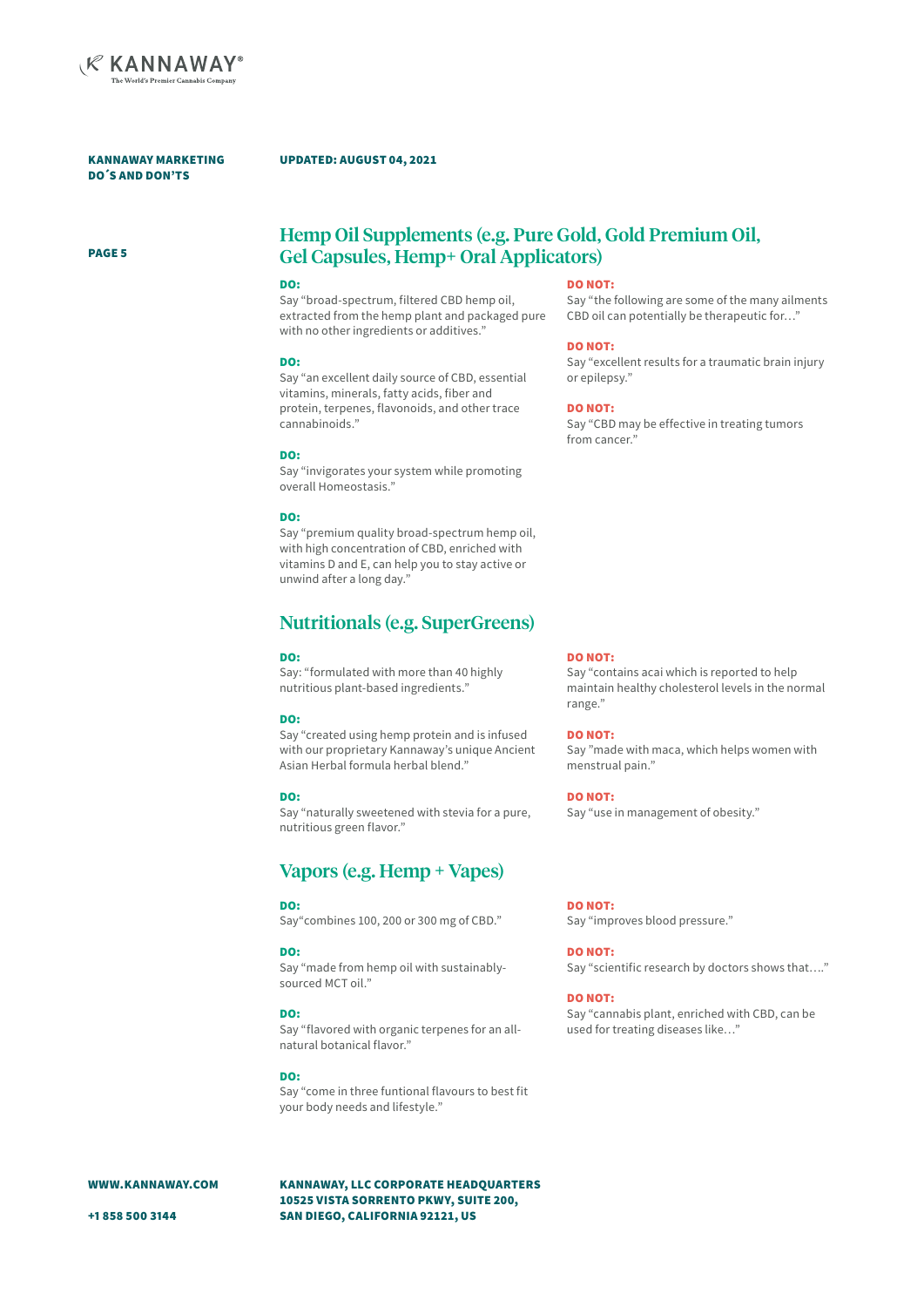## Hemp Oil Supplements (e.g. Pure Gold, Gold Premium Oil, Gel Capsules, Hemp+ Oral Applicators)

**DO:**
Say "broad-spectrum, filtered CBD hemp oil, extracted from the hemp plant and packaged pure with no other ingredients or additives."

**DO:**
Say "an excellent daily source of CBD, essential vitamins, minerals, fatty acids, fiber and protein, terpenes, flavonoids, and other trace cannabinoids."

**DO:**
Say "invigorates your system while promoting overall Homeostasis."

**DO:**
Say "premium quality broad-spectrum hemp oil, with high concentration of CBD, enriched with vitamins D and E, can help you to stay active or unwind after a long day."

**DO NOT:**
Say "the following are some of the many ailments CBD oil can potentially be therapeutic for…"

**DO NOT:**
Say "excellent results for a traumatic brain injury or epilepsy."

**DO NOT:**
Say "CBD may be effective in treating tumors from cancer."

## Nutritionals (e.g. SuperGreens)

**DO:**
Say: "formulated with more than 40 highly nutritious plant-based ingredients."

**DO:**
Say "created using hemp protein and is infused with our proprietary Kannaway's unique Ancient Asian Herbal formula herbal blend."

**DO:**
Say "naturally sweetened with stevia for a pure, nutritious green flavor."

**DO NOT:**
Say "contains acai which is reported to help maintain healthy cholesterol levels in the normal range."

**DO NOT:**
Say "made with maca, which helps women with menstrual pain."

**DO NOT:**
Say "use in management of obesity."

## Vapors (e.g. Hemp + Vapes)

**DO:**
Say"combines 100, 200 or 300 mg of CBD."

**DO:**
Say "made from hemp oil with sustainably-sourced MCT oil."

**DO:**
Say "flavored with organic terpenes for an all-natural botanical flavor."

**DO:**
Say "come in three funtional flavours to best fit your body needs and lifestyle."

**DO NOT:**
Say "improves blood pressure."

**DO NOT:**
Say "scientific research by doctors shows that…."

**DO NOT:**
Say "cannabis plant, enriched with CBD, can be used for treating diseases like…"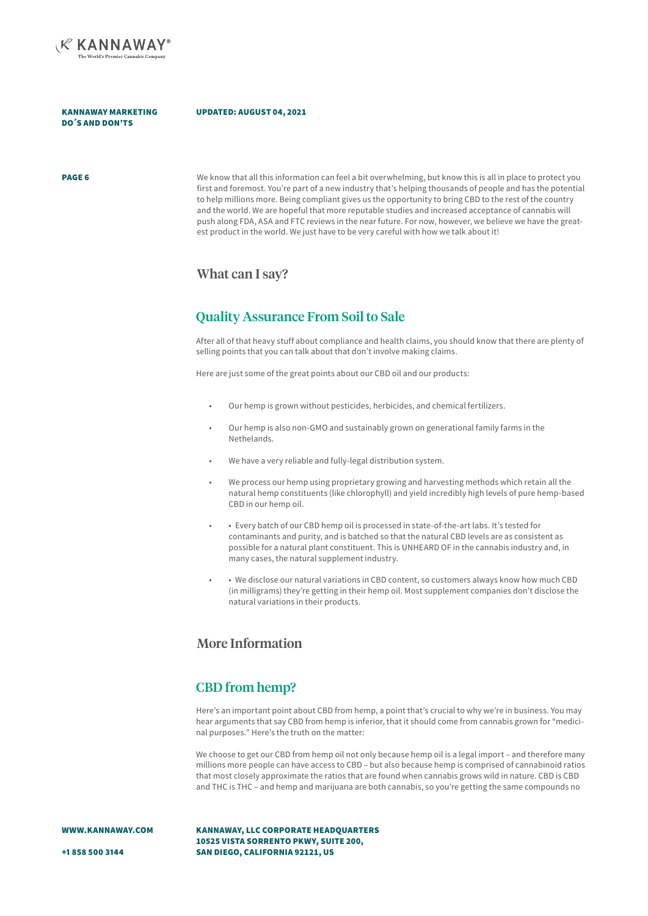We know that all this information can feel a bit overwhelming, but know this is all in place to protect you first and foremost. You're part of a new industry that's helping thousands of people and has the potential to help millions more. Being compliant gives us the opportunity to bring CBD to the rest of the country and the world. We are hopeful that more reputable studies and increased acceptance of cannabis will push along FDA, ASA and FTC reviews in the near future. For now, however, we believe we have the greatest product in the world. We just have to be very careful with how we talk about it!

## What can I say?

### Quality Assurance From Soil to Sale

After all of that heavy stuff about compliance and health claims, you should know that there are plenty of selling points that you can talk about that don't involve making claims.

Here are just some of the great points about our CBD oil and our products:

- Our hemp is grown without pesticides, herbicides, and chemical fertilizers.
- Our hemp is also non-GMO and sustainably grown on generational family farms in the Nethelands.
- We have a very reliable and fully-legal distribution system.
- We process our hemp using proprietary growing and harvesting methods which retain all the natural hemp constituents (like chlorophyll) and yield incredibly high levels of pure hemp-based CBD in our hemp oil.
- • Every batch of our CBD hemp oil is processed in state-of-the-art labs. It's tested for contaminants and purity, and is batched so that the natural CBD levels are as consistent as possible for a natural plant constituent. This is UNHEARD OF in the cannabis industry and, in many cases, the natural supplement industry.
- • We disclose our natural variations in CBD content, so customers always know how much CBD (in milligrams) they're getting in their hemp oil. Most supplement companies don't disclose the natural variations in their products.

## More Information

### CBD from hemp?

Here's an important point about CBD from hemp, a point that's crucial to why we're in business. You may hear arguments that say CBD from hemp is inferior, that it should come from cannabis grown for "medicinal purposes." Here's the truth on the matter:

We choose to get our CBD from hemp oil not only because hemp oil is a legal import – and therefore many millions more people can have access to CBD – but also because hemp is comprised of cannabinoid ratios that most closely approximate the ratios that are found when cannabis grows wild in nature. CBD is CBD and THC is THC – and hemp and marijuana are both cannabis, so you're getting the same compounds no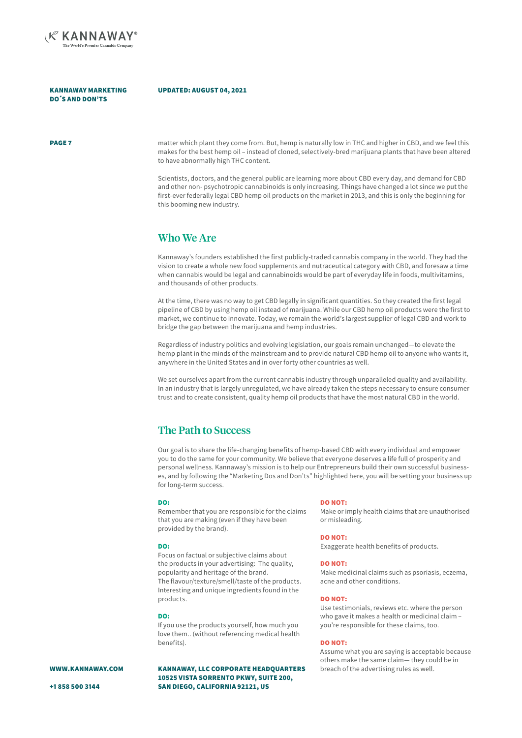matter which plant they come from. But, hemp is naturally low in THC and higher in CBD, and we feel this makes for the best hemp oil – instead of cloned, selectively-bred marijuana plants that have been altered to have abnormally high THC content.

Scientists, doctors, and the general public are learning more about CBD every day, and demand for CBD and other non- psychotropic cannabinoids is only increasing. Things have changed a lot since we put the first-ever federally legal CBD hemp oil products on the market in 2013, and this is only the beginning for this booming new industry.

## Who We Are

Kannaway's founders established the first publicly-traded cannabis company in the world. They had the vision to create a whole new food supplements and nutraceutical category with CBD, and foresaw a time when cannabis would be legal and cannabinoids would be part of everyday life in foods, multivitamins, and thousands of other products.

At the time, there was no way to get CBD legally in significant quantities. So they created the first legal pipeline of CBD by using hemp oil instead of marijuana. While our CBD hemp oil products were the first to market, we continue to innovate. Today, we remain the world's largest supplier of legal CBD and work to bridge the gap between the marijuana and hemp industries.

Regardless of industry politics and evolving legislation, our goals remain unchanged—to elevate the hemp plant in the minds of the mainstream and to provide natural CBD hemp oil to anyone who wants it, anywhere in the United States and in over forty other countries as well.

We set ourselves apart from the current cannabis industry through unparalleled quality and availability. In an industry that is largely unregulated, we have already taken the steps necessary to ensure consumer trust and to create consistent, quality hemp oil products that have the most natural CBD in the world.

## The Path to Success

Our goal is to share the life-changing benefits of hemp-based CBD with every individual and empower you to do the same for your community. We believe that everyone deserves a life full of prosperity and personal wellness. Kannaway's mission is to help our Entrepreneurs build their own successful businesses, and by following the "Marketing Dos and Don'ts" highlighted here, you will be setting your business up for long-term success.

**DO:**
Remember that you are responsible for the claims that you are making (even if they have been provided by the brand).

**DO:**
Focus on factual or subjective claims about the products in your advertising: The quality, popularity and heritage of the brand.
The flavour/texture/smell/taste of the products.
Interesting and unique ingredients found in the products.

**DO:**
If you use the products yourself, how much you love them.. (without referencing medical health benefits).

**DO NOT:**
Make or imply health claims that are unauthorised or misleading.

**DO NOT:**
Exaggerate health benefits of products.

**DO NOT:**
Make medicinal claims such as psoriasis, eczema, acne and other conditions.

**DO NOT:**
Use testimonials, reviews etc. where the person who gave it makes a health or medicinal claim – you're responsible for these claims, too.

**DO NOT:**
Assume what you are saying is acceptable because others make the same claim— they could be in breach of the advertising rules as well.